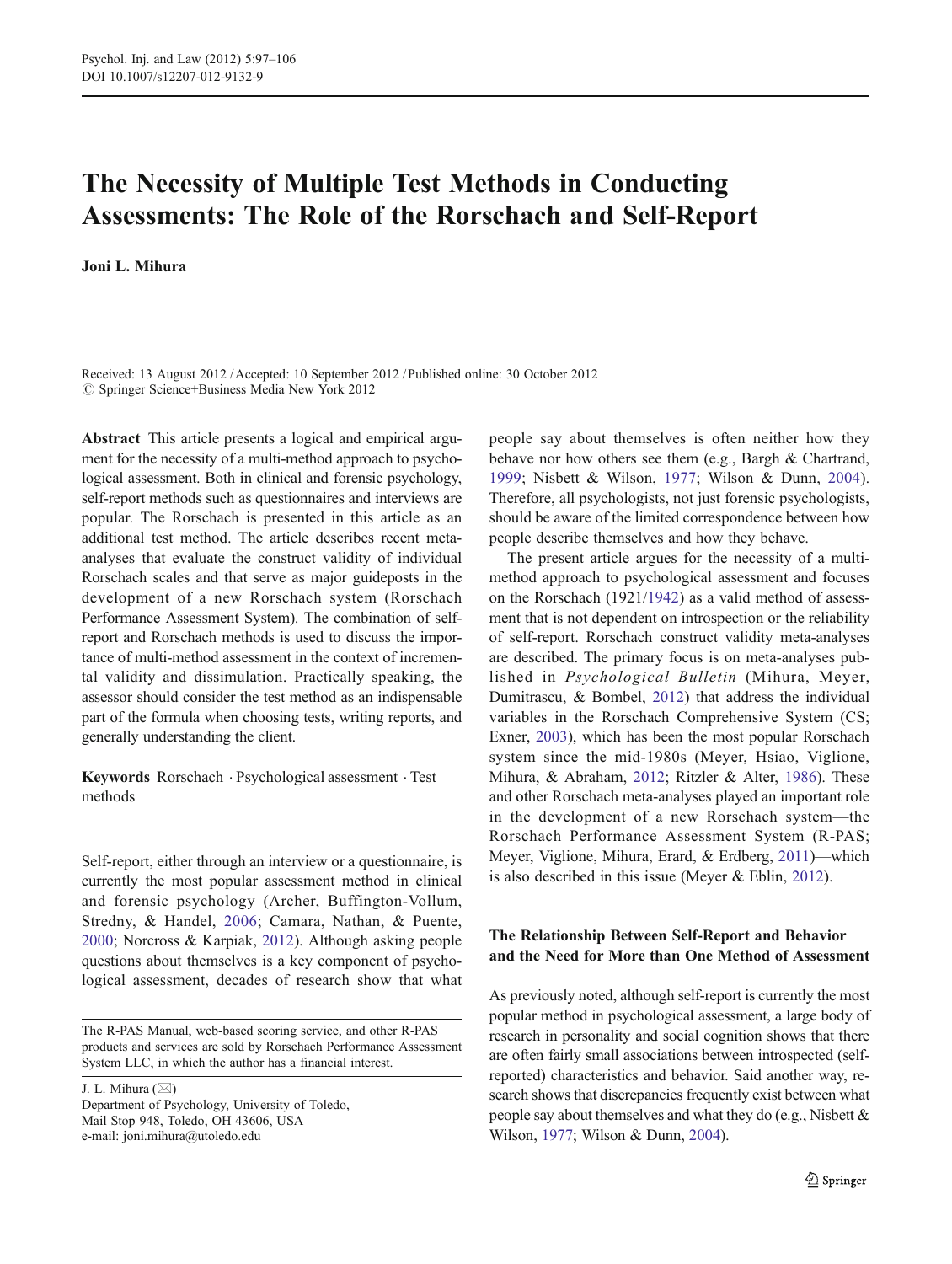# The Necessity of Multiple Test Methods in Conducting Assessments: The Role of the Rorschach and Self-Report

**Joni L. Mihura**

Received: 13 August 2012 / Accepted: 10 September 2012 / Published online: 30 October 2012
© Springer Science+Business Media New York 2012

**Abstract** This article presents a logical and empirical argument for the necessity of a multi-method approach to psychological assessment. Both in clinical and forensic psychology, self-report methods such as questionnaires and interviews are popular. The Rorschach is presented in this article as an additional test method. The article describes recent meta-analyses that evaluate the construct validity of individual Rorschach scales and that serve as major guideposts in the development of a new Rorschach system (Rorschach Performance Assessment System). The combination of self-report and Rorschach methods is used to discuss the importance of multi-method assessment in the context of incremental validity and dissimulation. Practically speaking, the assessor should consider the test method as an indispensable part of the formula when choosing tests, writing reports, and generally understanding the client.

**Keywords** Rorschach · Psychological assessment · Test methods

Self-report, either through an interview or a questionnaire, is currently the most popular assessment method in clinical and forensic psychology (Archer, Buffington-Vollum, Stredny, & Handel, 2006; Camara, Nathan, & Puente, 2000; Norcross & Karpiak, 2012). Although asking people questions about themselves is a key component of psychological assessment, decades of research show that what people say about themselves is often neither how they behave nor how others see them (e.g., Bargh & Chartrand, 1999; Nisbett & Wilson, 1977; Wilson & Dunn, 2004). Therefore, all psychologists, not just forensic psychologists, should be aware of the limited correspondence between how people describe themselves and how they behave.

The present article argues for the necessity of a multi-method approach to psychological assessment and focuses on the Rorschach (1921/1942) as a valid method of assessment that is not dependent on introspection or the reliability of self-report. Rorschach construct validity meta-analyses are described. The primary focus is on meta-analyses published in *Psychological Bulletin* (Mihura, Meyer, Dumitrascu, & Bombel, 2012) that address the individual variables in the Rorschach Comprehensive System (CS; Exner, 2003), which has been the most popular Rorschach system since the mid-1980s (Meyer, Hsiao, Viglione, Mihura, & Abraham, 2012; Ritzler & Alter, 1986). These and other Rorschach meta-analyses played an important role in the development of a new Rorschach system—the Rorschach Performance Assessment System (R-PAS; Meyer, Viglione, Mihura, Erard, & Erdberg, 2011)—which is also described in this issue (Meyer & Eblin, 2012).

## The Relationship Between Self-Report and Behavior and the Need for More than One Method of Assessment

As previously noted, although self-report is currently the most popular method in psychological assessment, a large body of research in personality and social cognition shows that there are often fairly small associations between introspected (self-reported) characteristics and behavior. Said another way, research shows that discrepancies frequently exist between what people say about themselves and what they do (e.g., Nisbett & Wilson, 1977; Wilson & Dunn, 2004).

The R-PAS Manual, web-based scoring service, and other R-PAS products and services are sold by Rorschach Performance Assessment System LLC, in which the author has a financial interest.

J. L. Mihura (✉)
Department of Psychology, University of Toledo,
Mail Stop 948, Toledo, OH 43606, USA
e-mail: joni.mihura@utoledo.edu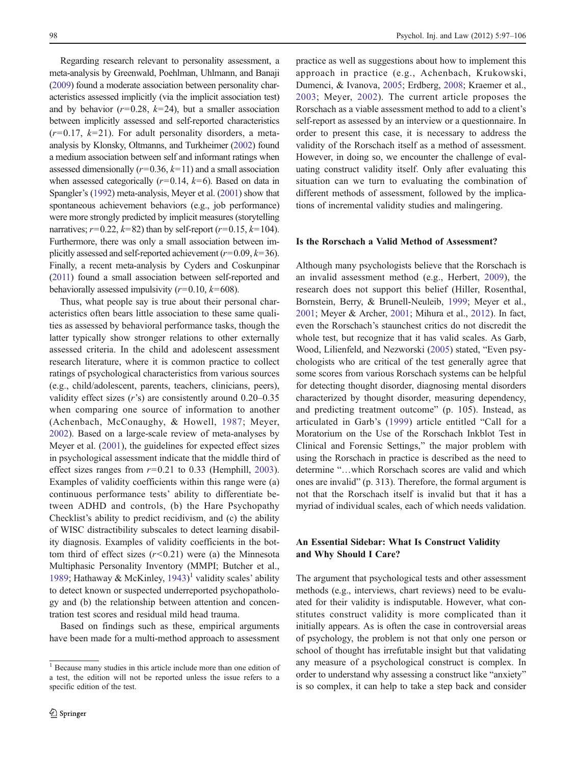Regarding research relevant to personality assessment, a meta-analysis by Greenwald, Poehlman, Uhlmann, and Banaji (2009) found a moderate association between personality characteristics assessed implicitly (via the implicit association test) and by behavior ($r=0.28$, $k=24$), but a smaller association between implicitly assessed and self-reported characteristics ($r=0.17$, $k=21$). For adult personality disorders, a meta-analysis by Klonsky, Oltmanns, and Turkheimer (2002) found a medium association between self and informant ratings when assessed dimensionally ($r=0.36$, $k=11$) and a small association when assessed categorically ($r=0.14$, $k=6$). Based on data in Spangler's (1992) meta-analysis, Meyer et al. (2001) show that spontaneous achievement behaviors (e.g., job performance) were more strongly predicted by implicit measures (storytelling narratives; $r=0.22$, $k=82$) than by self-report ($r=0.15$, $k=104$). Furthermore, there was only a small association between implicitly assessed and self-reported achievement ($r=0.09$, $k=36$). Finally, a recent meta-analysis by Cyders and Coskunpinar (2011) found a small association between self-reported and behaviorally assessed impulsivity ($r=0.10$, $k=608$).

Thus, what people say is true about their personal characteristics often bears little association to these same qualities as assessed by behavioral performance tasks, though the latter typically show stronger relations to other externally assessed criteria. In the child and adolescent assessment research literature, where it is common practice to collect ratings of psychological characteristics from various sources (e.g., child/adolescent, parents, teachers, clinicians, peers), validity effect sizes ($r$'s) are consistently around 0.20–0.35 when comparing one source of information to another (Achenbach, McConaughy, & Howell, 1987; Meyer, 2002). Based on a large-scale review of meta-analyses by Meyer et al. (2001), the guidelines for expected effect sizes in psychological assessment indicate that the middle third of effect sizes ranges from $r=0.21$ to 0.33 (Hemphill, 2003). Examples of validity coefficients within this range were (a) continuous performance tests' ability to differentiate between ADHD and controls, (b) the Hare Psychopathy Checklist's ability to predict recidivism, and (c) the ability of WISC distractibility subscales to detect learning disability diagnosis. Examples of validity coefficients in the bottom third of effect sizes ($r<0.21$) were (a) the Minnesota Multiphasic Personality Inventory (MMPI; Butcher et al., 1989; Hathaway & McKinley, 1943)[1] validity scales' ability to detect known or suspected underreported psychopathology and (b) the relationship between attention and concentration test scores and residual mild head trauma.

Based on findings such as these, empirical arguments have been made for a multi-method approach to assessment practice as well as suggestions about how to implement this approach in practice (e.g., Achenbach, Krukowski, Dumenci, & Ivanova, 2005; Erdberg, 2008; Kraemer et al., 2003; Meyer, 2002). The current article proposes the Rorschach as a viable assessment method to add to a client's self-report as assessed by an interview or a questionnaire. In order to present this case, it is necessary to address the validity of the Rorschach itself as a method of assessment. However, in doing so, we encounter the challenge of evaluating construct validity itself. Only after evaluating this situation can we turn to evaluating the combination of different methods of assessment, followed by the implications of incremental validity studies and malingering.

## Is the Rorschach a Valid Method of Assessment?

Although many psychologists believe that the Rorschach is an invalid assessment method (e.g., Herbert, 2009), the research does not support this belief (Hiller, Rosenthal, Bornstein, Berry, & Brunell-Neuleib, 1999; Meyer et al., 2001; Meyer & Archer, 2001; Mihura et al., 2012). In fact, even the Rorschach's staunchest critics do not discredit the whole test, but recognize that it has valid scales. As Garb, Wood, Lilienfeld, and Nezworski (2005) stated, "Even psychologists who are critical of the test generally agree that some scores from various Rorschach systems can be helpful for detecting thought disorder, diagnosing mental disorders characterized by thought disorder, measuring dependency, and predicting treatment outcome" (p. 105). Instead, as articulated in Garb's (1999) article entitled "Call for a Moratorium on the Use of the Rorschach Inkblot Test in Clinical and Forensic Settings," the major problem with using the Rorschach in practice is described as the need to determine "…which Rorschach scores are valid and which ones are invalid" (p. 313). Therefore, the formal argument is not that the Rorschach itself is invalid but that it has a myriad of individual scales, each of which needs validation.

## An Essential Sidebar: What Is Construct Validity and Why Should I Care?

The argument that psychological tests and other assessment methods (e.g., interviews, chart reviews) need to be evaluated for their validity is indisputable. However, what constitutes construct validity is more complicated than it initially appears. As is often the case in controversial areas of psychology, the problem is not that only one person or school of thought has irrefutable insight but that validating any measure of a psychological construct is complex. In order to understand why assessing a construct like "anxiety" is so complex, it can help to take a step back and consider

[1] Because many studies in this article include more than one edition of a test, the edition will not be reported unless the issue refers to a specific edition of the test.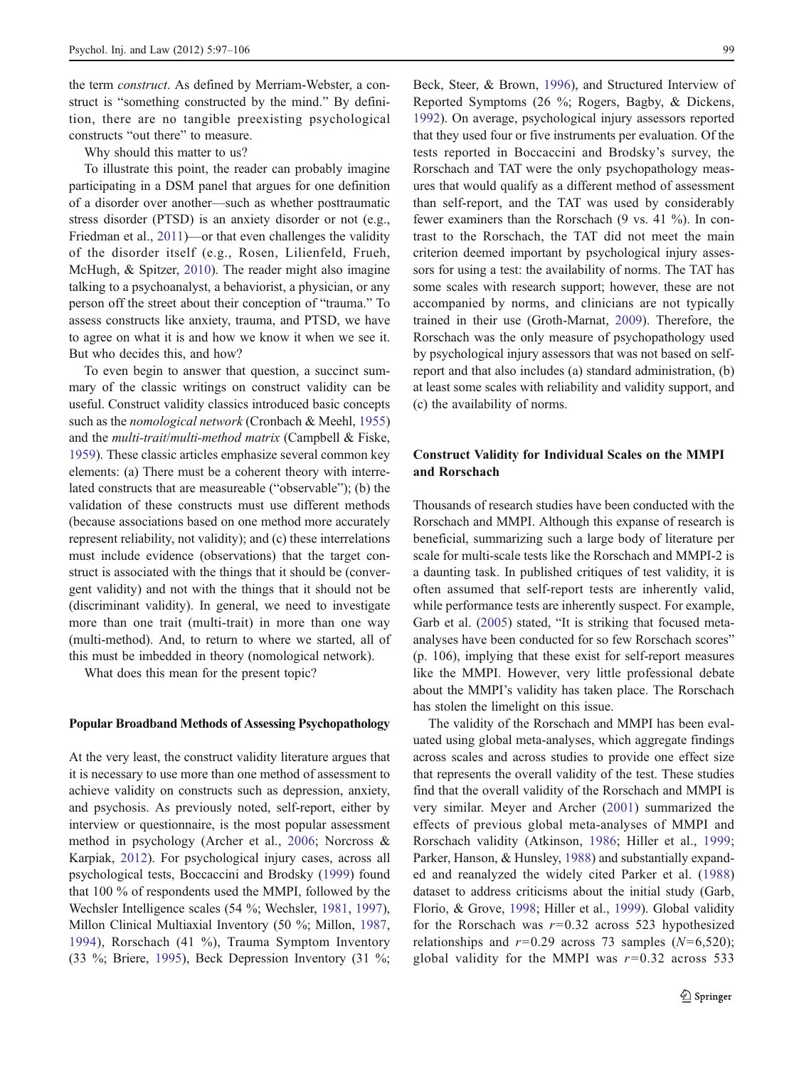the term *construct*. As defined by Merriam-Webster, a construct is "something constructed by the mind." By definition, there are no tangible preexisting psychological constructs "out there" to measure.

Why should this matter to us?

To illustrate this point, the reader can probably imagine participating in a DSM panel that argues for one definition of a disorder over another—such as whether posttraumatic stress disorder (PTSD) is an anxiety disorder or not (e.g., Friedman et al., 2011)—or that even challenges the validity of the disorder itself (e.g., Rosen, Lilienfeld, Frueh, McHugh, & Spitzer, 2010). The reader might also imagine talking to a psychoanalyst, a behaviorist, a physician, or any person off the street about their conception of "trauma." To assess constructs like anxiety, trauma, and PTSD, we have to agree on what it is and how we know it when we see it. But who decides this, and how?

To even begin to answer that question, a succinct summary of the classic writings on construct validity can be useful. Construct validity classics introduced basic concepts such as the *nomological network* (Cronbach & Meehl, 1955) and the *multi-trait*/*multi-method matrix* (Campbell & Fiske, 1959). These classic articles emphasize several common key elements: (a) There must be a coherent theory with interrelated constructs that are measureable ("observable"); (b) the validation of these constructs must use different methods (because associations based on one method more accurately represent reliability, not validity); and (c) these interrelations must include evidence (observations) that the target construct is associated with the things that it should be (convergent validity) and not with the things that it should not be (discriminant validity). In general, we need to investigate more than one trait (multi-trait) in more than one way (multi-method). And, to return to where we started, all of this must be imbedded in theory (nomological network).

What does this mean for the present topic?

### Popular Broadband Methods of Assessing Psychopathology

At the very least, the construct validity literature argues that it is necessary to use more than one method of assessment to achieve validity on constructs such as depression, anxiety, and psychosis. As previously noted, self-report, either by interview or questionnaire, is the most popular assessment method in psychology (Archer et al., 2006; Norcross & Karpiak, 2012). For psychological injury cases, across all psychological tests, Boccaccini and Brodsky (1999) found that 100 % of respondents used the MMPI, followed by the Wechsler Intelligence scales (54 %; Wechsler, 1981, 1997), Millon Clinical Multiaxial Inventory (50 %; Millon, 1987, 1994), Rorschach (41 %), Trauma Symptom Inventory (33 %; Briere, 1995), Beck Depression Inventory (31 %; Beck, Steer, & Brown, 1996), and Structured Interview of Reported Symptoms (26 %; Rogers, Bagby, & Dickens, 1992). On average, psychological injury assessors reported that they used four or five instruments per evaluation. Of the tests reported in Boccaccini and Brodsky's survey, the Rorschach and TAT were the only psychopathology measures that would qualify as a different method of assessment than self-report, and the TAT was used by considerably fewer examiners than the Rorschach (9 vs. 41 %). In contrast to the Rorschach, the TAT did not meet the main criterion deemed important by psychological injury assessors for using a test: the availability of norms. The TAT has some scales with research support; however, these are not accompanied by norms, and clinicians are not typically trained in their use (Groth-Marnat, 2009). Therefore, the Rorschach was the only measure of psychopathology used by psychological injury assessors that was not based on self-report and that also includes (a) standard administration, (b) at least some scales with reliability and validity support, and (c) the availability of norms.

### Construct Validity for Individual Scales on the MMPI and Rorschach

Thousands of research studies have been conducted with the Rorschach and MMPI. Although this expanse of research is beneficial, summarizing such a large body of literature per scale for multi-scale tests like the Rorschach and MMPI-2 is a daunting task. In published critiques of test validity, it is often assumed that self-report tests are inherently valid, while performance tests are inherently suspect. For example, Garb et al. (2005) stated, "It is striking that focused meta-analyses have been conducted for so few Rorschach scores" (p. 106), implying that these exist for self-report measures like the MMPI. However, very little professional debate about the MMPI's validity has taken place. The Rorschach has stolen the limelight on this issue.

The validity of the Rorschach and MMPI has been evaluated using global meta-analyses, which aggregate findings across scales and across studies to provide one effect size that represents the overall validity of the test. These studies find that the overall validity of the Rorschach and MMPI is very similar. Meyer and Archer (2001) summarized the effects of previous global meta-analyses of MMPI and Rorschach validity (Atkinson, 1986; Hiller et al., 1999; Parker, Hanson, & Hunsley, 1988) and substantially expanded and reanalyzed the widely cited Parker et al. (1988) dataset to address criticisms about the initial study (Garb, Florio, & Grove, 1998; Hiller et al., 1999). Global validity for the Rorschach was $r=0.32$ across 523 hypothesized relationships and $r=0.29$ across 73 samples ($N=6{,}520$); global validity for the MMPI was $r=0.32$ across 533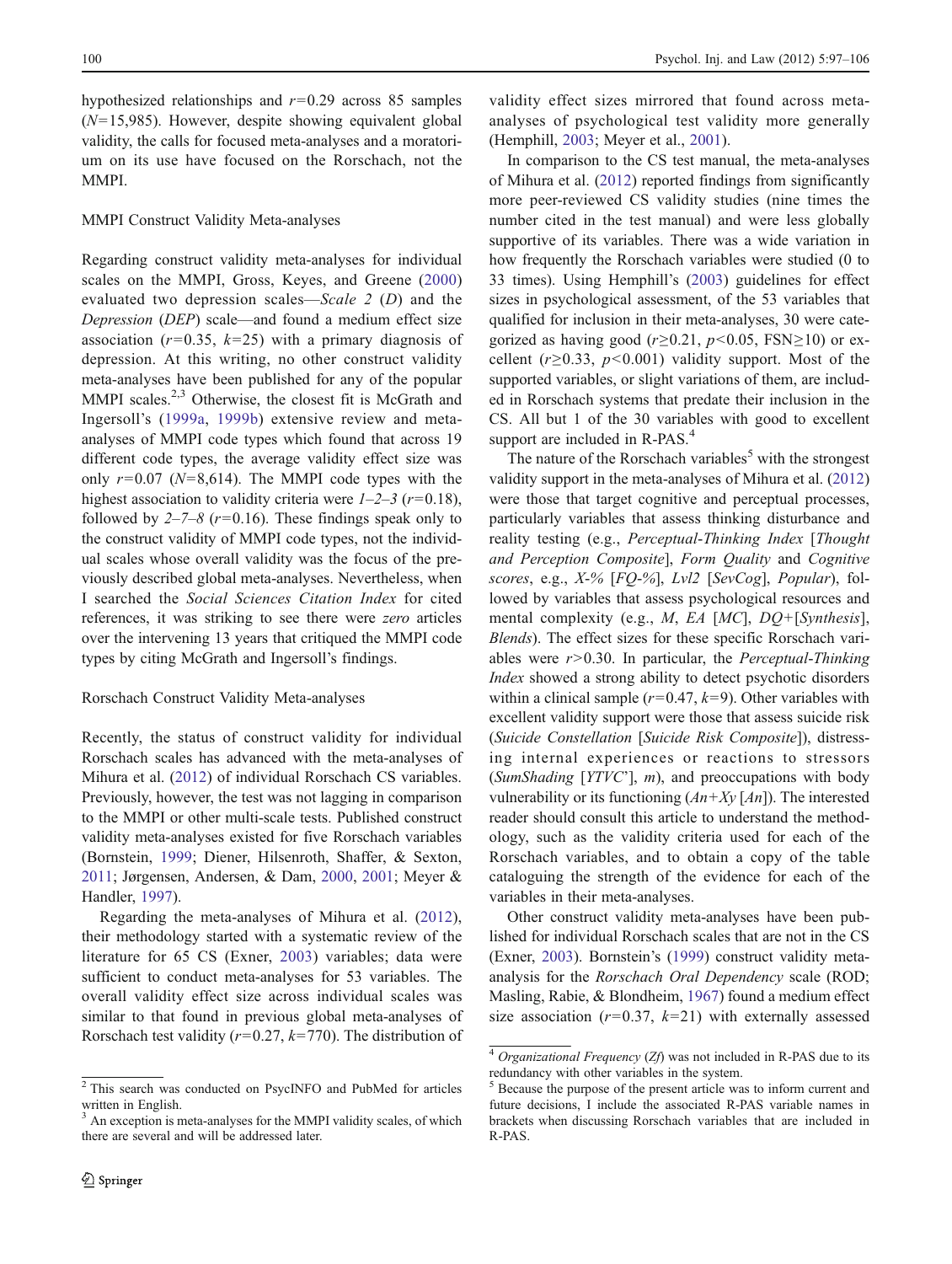hypothesized relationships and $r=0.29$ across 85 samples ($N=15{,}985$). However, despite showing equivalent global validity, the calls for focused meta-analyses and a moratorium on its use have focused on the Rorschach, not the MMPI.

### MMPI Construct Validity Meta-analyses

Regarding construct validity meta-analyses for individual scales on the MMPI, Gross, Keyes, and Greene (2000) evaluated two depression scales—*Scale 2* (*D*) and the *Depression* (*DEP*) scale—and found a medium effect size association ($r=0.35$, $k=25$) with a primary diagnosis of depression. At this writing, no other construct validity meta-analyses have been published for any of the popular MMPI scales.[2,3] Otherwise, the closest fit is McGrath and Ingersoll's (1999a, 1999b) extensive review and meta-analyses of MMPI code types which found that across 19 different code types, the average validity effect size was only $r=0.07$ ($N=8{,}614$). The MMPI code types with the highest association to validity criteria were *1–2–3* ($r=0.18$), followed by *2–7–8* ($r=0.16$). These findings speak only to the construct validity of MMPI code types, not the individual scales whose overall validity was the focus of the previously described global meta-analyses. Nevertheless, when I searched the *Social Sciences Citation Index* for cited references, it was striking to see there were *zero* articles over the intervening 13 years that critiqued the MMPI code types by citing McGrath and Ingersoll's findings.

### Rorschach Construct Validity Meta-analyses

Recently, the status of construct validity for individual Rorschach scales has advanced with the meta-analyses of Mihura et al. (2012) of individual Rorschach CS variables. Previously, however, the test was not lagging in comparison to the MMPI or other multi-scale tests. Published construct validity meta-analyses existed for five Rorschach variables (Bornstein, 1999; Diener, Hilsenroth, Shaffer, & Sexton, 2011; Jørgensen, Andersen, & Dam, 2000, 2001; Meyer & Handler, 1997).

Regarding the meta-analyses of Mihura et al. (2012), their methodology started with a systematic review of the literature for 65 CS (Exner, 2003) variables; data were sufficient to conduct meta-analyses for 53 variables. The overall validity effect size across individual scales was similar to that found in previous global meta-analyses of Rorschach test validity ($r=0.27$, $k=770$). The distribution of validity effect sizes mirrored that found across meta-analyses of psychological test validity more generally (Hemphill, 2003; Meyer et al., 2001).

In comparison to the CS test manual, the meta-analyses of Mihura et al. (2012) reported findings from significantly more peer-reviewed CS validity studies (nine times the number cited in the test manual) and were less globally supportive of its variables. There was a wide variation in how frequently the Rorschach variables were studied (0 to 33 times). Using Hemphill's (2003) guidelines for effect sizes in psychological assessment, of the 53 variables that qualified for inclusion in their meta-analyses, 30 were categorized as having good ($r\geq0.21$, $p<0.05$, FSN$\geq$10) or excellent ($r\geq0.33$, $p<0.001$) validity support. Most of the supported variables, or slight variations of them, are included in Rorschach systems that predate their inclusion in the CS. All but 1 of the 30 variables with good to excellent support are included in R-PAS.[4]

The nature of the Rorschach variables[5] with the strongest validity support in the meta-analyses of Mihura et al. (2012) were those that target cognitive and perceptual processes, particularly variables that assess thinking disturbance and reality testing (e.g., *Perceptual-Thinking Index* [*Thought and Perception Composite*], *Form Quality* and *Cognitive scores*, e.g., *X-%* [*FQ-%*], *Lvl2* [*SevCog*], *Popular*), followed by variables that assess psychological resources and mental complexity (e.g., *M*, *EA* [*MC*], *DQ+*[*Synthesis*], *Blends*). The effect sizes for these specific Rorschach variables were $r>0.30$. In particular, the *Perceptual-Thinking Index* showed a strong ability to detect psychotic disorders within a clinical sample ($r=0.47$, $k=9$). Other variables with excellent validity support were those that assess suicide risk (*Suicide Constellation* [*Suicide Risk Composite*]), distressing internal experiences or reactions to stressors (*SumShading* [*YTVC'*], *m*), and preoccupations with body vulnerability or its functioning (*An+Xy* [*An*]). The interested reader should consult this article to understand the methodology, such as the validity criteria used for each of the Rorschach variables, and to obtain a copy of the table cataloguing the strength of the evidence for each of the variables in their meta-analyses.

Other construct validity meta-analyses have been published for individual Rorschach scales that are not in the CS (Exner, 2003). Bornstein's (1999) construct validity meta-analysis for the *Rorschach Oral Dependency* scale (ROD; Masling, Rabie, & Blondheim, 1967) found a medium effect size association ($r=0.37$, $k=21$) with externally assessed

---

[2] This search was conducted on PsycINFO and PubMed for articles written in English.

[3] An exception is meta-analyses for the MMPI validity scales, of which there are several and will be addressed later.

[4] *Organizational Frequency* (*Zf*) was not included in R-PAS due to its redundancy with other variables in the system.

[5] Because the purpose of the present article was to inform current and future decisions, I include the associated R-PAS variable names in brackets when discussing Rorschach variables that are included in R-PAS.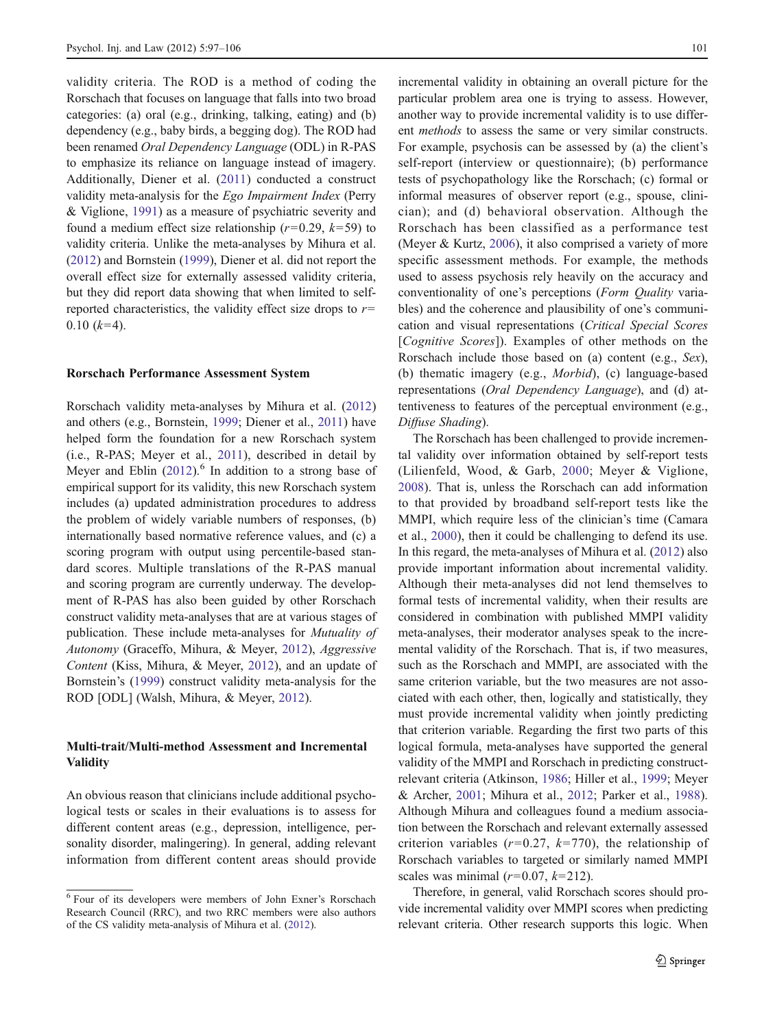validity criteria. The ROD is a method of coding the Rorschach that focuses on language that falls into two broad categories: (a) oral (e.g., drinking, talking, eating) and (b) dependency (e.g., baby birds, a begging dog). The ROD had been renamed *Oral Dependency Language* (ODL) in R-PAS to emphasize its reliance on language instead of imagery. Additionally, Diener et al. (2011) conducted a construct validity meta-analysis for the *Ego Impairment Index* (Perry & Viglione, 1991) as a measure of psychiatric severity and found a medium effect size relationship ($r$=0.29, $k$=59) to validity criteria. Unlike the meta-analyses by Mihura et al. (2012) and Bornstein (1999), Diener et al. did not report the overall effect size for externally assessed validity criteria, but they did report data showing that when limited to self-reported characteristics, the validity effect size drops to $r$=0.10 ($k$=4).

**Rorschach Performance Assessment System**

Rorschach validity meta-analyses by Mihura et al. (2012) and others (e.g., Bornstein, 1999; Diener et al., 2011) have helped form the foundation for a new Rorschach system (i.e., R-PAS; Meyer et al., 2011), described in detail by Meyer and Eblin (2012).[6] In addition to a strong base of empirical support for its validity, this new Rorschach system includes (a) updated administration procedures to address the problem of widely variable numbers of responses, (b) internationally based normative reference values, and (c) a scoring program with output using percentile-based standard scores. Multiple translations of the R-PAS manual and scoring program are currently underway. The development of R-PAS has also been guided by other Rorschach construct validity meta-analyses that are at various stages of publication. These include meta-analyses for *Mutuality of Autonomy* (Graceffo, Mihura, & Meyer, 2012), *Aggressive Content* (Kiss, Mihura, & Meyer, 2012), and an update of Bornstein's (1999) construct validity meta-analysis for the ROD [ODL] (Walsh, Mihura, & Meyer, 2012).

**Multi-trait/Multi-method Assessment and Incremental Validity**

An obvious reason that clinicians include additional psychological tests or scales in their evaluations is to assess for different content areas (e.g., depression, intelligence, personality disorder, malingering). In general, adding relevant information from different content areas should provide incremental validity in obtaining an overall picture for the particular problem area one is trying to assess. However, another way to provide incremental validity is to use different *methods* to assess the same or very similar constructs. For example, psychosis can be assessed by (a) the client's self-report (interview or questionnaire); (b) performance tests of psychopathology like the Rorschach; (c) formal or informal measures of observer report (e.g., spouse, clinician); and (d) behavioral observation. Although the Rorschach has been classified as a performance test (Meyer & Kurtz, 2006), it also comprised a variety of more specific assessment methods. For example, the methods used to assess psychosis rely heavily on the accuracy and conventionality of one's perceptions (*Form Quality* variables) and the coherence and plausibility of one's communication and visual representations (*Critical Special Scores* [*Cognitive Scores*]). Examples of other methods on the Rorschach include those based on (a) content (e.g., *Sex*), (b) thematic imagery (e.g., *Morbid*), (c) language-based representations (*Oral Dependency Language*), and (d) attentiveness to features of the perceptual environment (e.g., *Diffuse Shading*).

The Rorschach has been challenged to provide incremental validity over information obtained by self-report tests (Lilienfeld, Wood, & Garb, 2000; Meyer & Viglione, 2008). That is, unless the Rorschach can add information to that provided by broadband self-report tests like the MMPI, which require less of the clinician's time (Camara et al., 2000), then it could be challenging to defend its use. In this regard, the meta-analyses of Mihura et al. (2012) also provide important information about incremental validity. Although their meta-analyses did not lend themselves to formal tests of incremental validity, when their results are considered in combination with published MMPI validity meta-analyses, their moderator analyses speak to the incremental validity of the Rorschach. That is, if two measures, such as the Rorschach and MMPI, are associated with the same criterion variable, but the two measures are not associated with each other, then, logically and statistically, they must provide incremental validity when jointly predicting that criterion variable. Regarding the first two parts of this logical formula, meta-analyses have supported the general validity of the MMPI and Rorschach in predicting construct-relevant criteria (Atkinson, 1986; Hiller et al., 1999; Meyer & Archer, 2001; Mihura et al., 2012; Parker et al., 1988). Although Mihura and colleagues found a medium association between the Rorschach and relevant externally assessed criterion variables ($r$=0.27, $k$=770), the relationship of Rorschach variables to targeted or similarly named MMPI scales was minimal ($r$=0.07, $k$=212).

Therefore, in general, valid Rorschach scores should provide incremental validity over MMPI scores when predicting relevant criteria. Other research supports this logic. When

[6] Four of its developers were members of John Exner's Rorschach Research Council (RRC), and two RRC members were also authors of the CS validity meta-analysis of Mihura et al. (2012).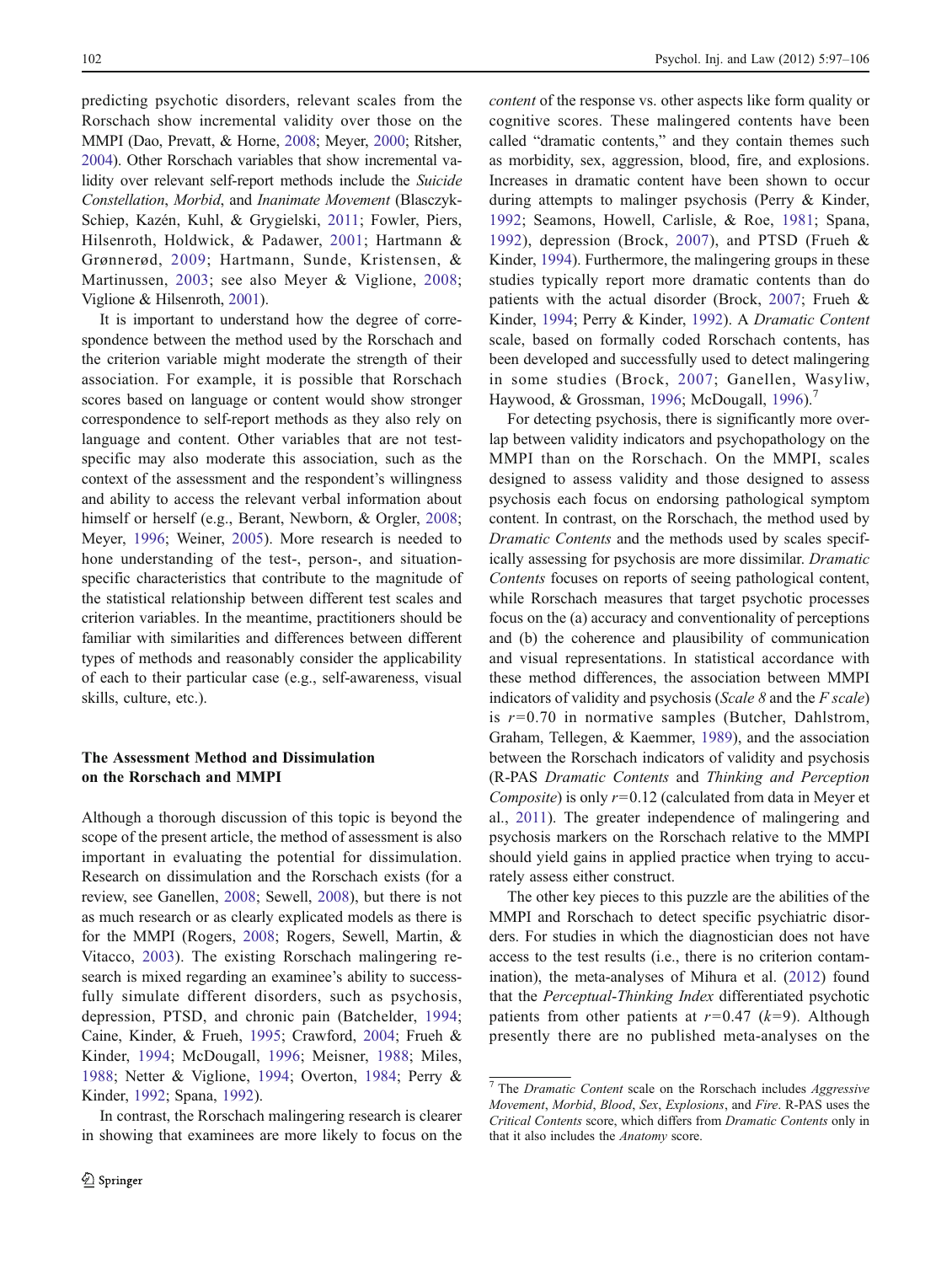predicting psychotic disorders, relevant scales from the Rorschach show incremental validity over those on the MMPI (Dao, Prevatt, & Horne, 2008; Meyer, 2000; Ritsher, 2004). Other Rorschach variables that show incremental validity over relevant self-report methods include the *Suicide Constellation*, *Morbid*, and *Inanimate Movement* (Blasczyk-Schiep, Kazén, Kuhl, & Grygielski, 2011; Fowler, Piers, Hilsenroth, Holdwick, & Padawer, 2001; Hartmann & Grønnerød, 2009; Hartmann, Sunde, Kristensen, & Martinussen, 2003; see also Meyer & Viglione, 2008; Viglione & Hilsenroth, 2001).

It is important to understand how the degree of correspondence between the method used by the Rorschach and the criterion variable might moderate the strength of their association. For example, it is possible that Rorschach scores based on language or content would show stronger correspondence to self-report methods as they also rely on language and content. Other variables that are not test-specific may also moderate this association, such as the context of the assessment and the respondent's willingness and ability to access the relevant verbal information about himself or herself (e.g., Berant, Newborn, & Orgler, 2008; Meyer, 1996; Weiner, 2005). More research is needed to hone understanding of the test-, person-, and situation-specific characteristics that contribute to the magnitude of the statistical relationship between different test scales and criterion variables. In the meantime, practitioners should be familiar with similarities and differences between different types of methods and reasonably consider the applicability of each to their particular case (e.g., self-awareness, visual skills, culture, etc.).

## The Assessment Method and Dissimulation on the Rorschach and MMPI

Although a thorough discussion of this topic is beyond the scope of the present article, the method of assessment is also important in evaluating the potential for dissimulation. Research on dissimulation and the Rorschach exists (for a review, see Ganellen, 2008; Sewell, 2008), but there is not as much research or as clearly explicated models as there is for the MMPI (Rogers, 2008; Rogers, Sewell, Martin, & Vitacco, 2003). The existing Rorschach malingering research is mixed regarding an examinee's ability to successfully simulate different disorders, such as psychosis, depression, PTSD, and chronic pain (Batchelder, 1994; Caine, Kinder, & Frueh, 1995; Crawford, 2004; Frueh & Kinder, 1994; McDougall, 1996; Meisner, 1988; Miles, 1988; Netter & Viglione, 1994; Overton, 1984; Perry & Kinder, 1992; Spana, 1992).

In contrast, the Rorschach malingering research is clearer in showing that examinees are more likely to focus on the *content* of the response vs. other aspects like form quality or cognitive scores. These malingered contents have been called "dramatic contents," and they contain themes such as morbidity, sex, aggression, blood, fire, and explosions. Increases in dramatic content have been shown to occur during attempts to malinger psychosis (Perry & Kinder, 1992; Seamons, Howell, Carlisle, & Roe, 1981; Spana, 1992), depression (Brock, 2007), and PTSD (Frueh & Kinder, 1994). Furthermore, the malingering groups in these studies typically report more dramatic contents than do patients with the actual disorder (Brock, 2007; Frueh & Kinder, 1994; Perry & Kinder, 1992). A *Dramatic Content* scale, based on formally coded Rorschach contents, has been developed and successfully used to detect malingering in some studies (Brock, 2007; Ganellen, Wasyliw, Haywood, & Grossman, 1996; McDougall, 1996).[7]

For detecting psychosis, there is significantly more overlap between validity indicators and psychopathology on the MMPI than on the Rorschach. On the MMPI, scales designed to assess validity and those designed to assess psychosis each focus on endorsing pathological symptom content. In contrast, on the Rorschach, the method used by *Dramatic Contents* and the methods used by scales specifically assessing for psychosis are more dissimilar. *Dramatic Contents* focuses on reports of seeing pathological content, while Rorschach measures that target psychotic processes focus on the (a) accuracy and conventionality of perceptions and (b) the coherence and plausibility of communication and visual representations. In statistical accordance with these method differences, the association between MMPI indicators of validity and psychosis (*Scale 8* and the *F scale*) is $r=0.70$ in normative samples (Butcher, Dahlstrom, Graham, Tellegen, & Kaemmer, 1989), and the association between the Rorschach indicators of validity and psychosis (R-PAS *Dramatic Contents* and *Thinking and Perception Composite*) is only $r=0.12$ (calculated from data in Meyer et al., 2011). The greater independence of malingering and psychosis markers on the Rorschach relative to the MMPI should yield gains in applied practice when trying to accurately assess either construct.

The other key pieces to this puzzle are the abilities of the MMPI and Rorschach to detect specific psychiatric disorders. For studies in which the diagnostician does not have access to the test results (i.e., there is no criterion contamination), the meta-analyses of Mihura et al. (2012) found that the *Perceptual-Thinking Index* differentiated psychotic patients from other patients at $r=0.47$ ($k=9$). Although presently there are no published meta-analyses on the

[7] The *Dramatic Content* scale on the Rorschach includes *Aggressive Movement*, *Morbid*, *Blood*, *Sex*, *Explosions*, and *Fire*. R-PAS uses the *Critical Contents* score, which differs from *Dramatic Contents* only in that it also includes the *Anatomy* score.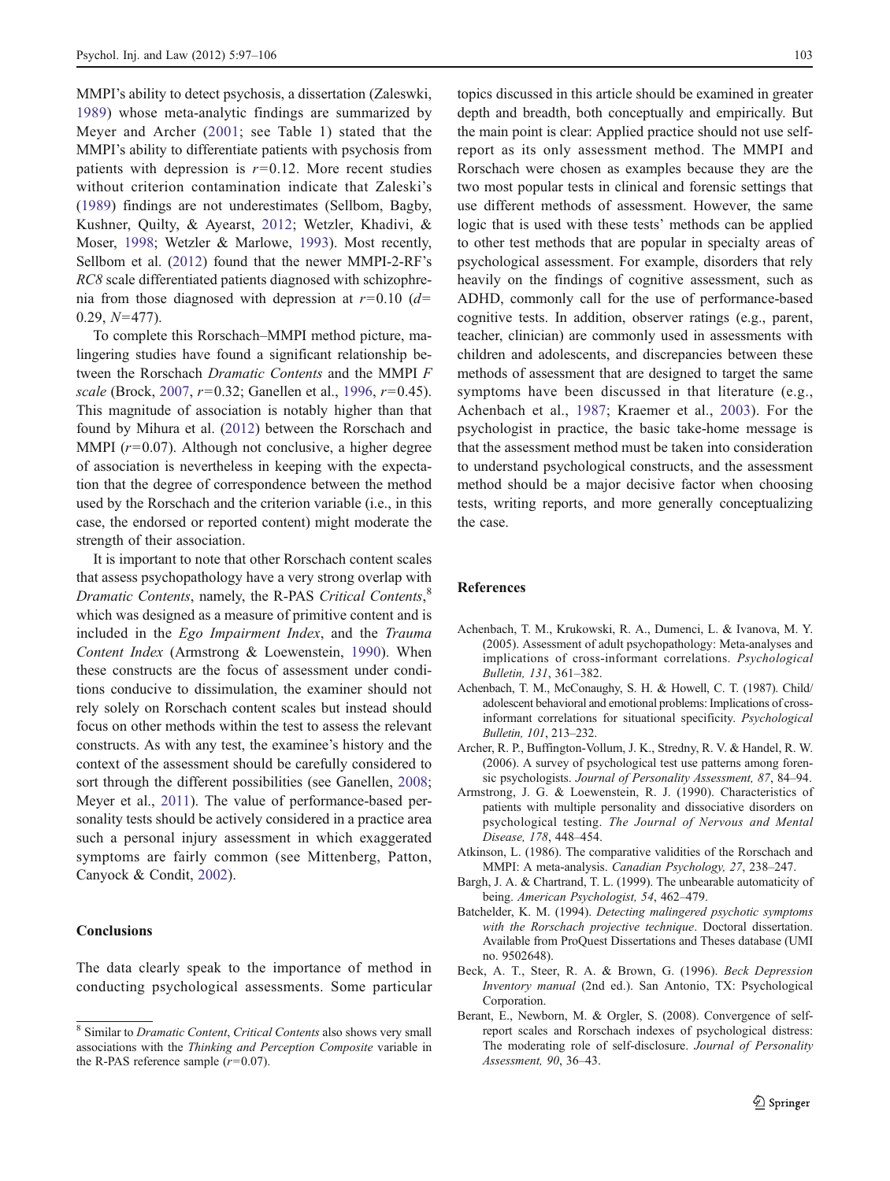MMPI's ability to detect psychosis, a dissertation (Zaleswki, 1989) whose meta-analytic findings are summarized by Meyer and Archer (2001; see Table 1) stated that the MMPI's ability to differentiate patients with psychosis from patients with depression is $r=0.12$. More recent studies without criterion contamination indicate that Zaleski's (1989) findings are not underestimates (Sellbom, Bagby, Kushner, Quilty, & Ayearst, 2012; Wetzler, Khadivi, & Moser, 1998; Wetzler & Marlowe, 1993). Most recently, Sellbom et al. (2012) found that the newer MMPI-2-RF's *RC8* scale differentiated patients diagnosed with schizophrenia from those diagnosed with depression at $r=0.10$ ($d=0.29$, $N=477$).

To complete this Rorschach–MMPI method picture, malingering studies have found a significant relationship between the Rorschach *Dramatic Contents* and the MMPI *F scale* (Brock, 2007, $r=0.32$; Ganellen et al., 1996, $r=0.45$). This magnitude of association is notably higher than that found by Mihura et al. (2012) between the Rorschach and MMPI ($r=0.07$). Although not conclusive, a higher degree of association is nevertheless in keeping with the expectation that the degree of correspondence between the method used by the Rorschach and the criterion variable (i.e., in this case, the endorsed or reported content) might moderate the strength of their association.

It is important to note that other Rorschach content scales that assess psychopathology have a very strong overlap with *Dramatic Contents*, namely, the R-PAS *Critical Contents*,[8] which was designed as a measure of primitive content and is included in the *Ego Impairment Index*, and the *Trauma Content Index* (Armstrong & Loewenstein, 1990). When these constructs are the focus of assessment under conditions conducive to dissimulation, the examiner should not rely solely on Rorschach content scales but instead should focus on other methods within the test to assess the relevant constructs. As with any test, the examinee's history and the context of the assessment should be carefully considered to sort through the different possibilities (see Ganellen, 2008; Meyer et al., 2011). The value of performance-based personality tests should be actively considered in a practice area such a personal injury assessment in which exaggerated symptoms are fairly common (see Mittenberg, Patton, Canyock & Condit, 2002).

## Conclusions

The data clearly speak to the importance of method in conducting psychological assessments. Some particular topics discussed in this article should be examined in greater depth and breadth, both conceptually and empirically. But the main point is clear: Applied practice should not use self-report as its only assessment method. The MMPI and Rorschach were chosen as examples because they are the two most popular tests in clinical and forensic settings that use different methods of assessment. However, the same logic that is used with these tests' methods can be applied to other test methods that are popular in specialty areas of psychological assessment. For example, disorders that rely heavily on the findings of cognitive assessment, such as ADHD, commonly call for the use of performance-based cognitive tests. In addition, observer ratings (e.g., parent, teacher, clinician) are commonly used in assessments with children and adolescents, and discrepancies between these methods of assessment that are designed to target the same symptoms have been discussed in that literature (e.g., Achenbach et al., 1987; Kraemer et al., 2003). For the psychologist in practice, the basic take-home message is that the assessment method must be taken into consideration to understand psychological constructs, and the assessment method should be a major decisive factor when choosing tests, writing reports, and more generally conceptualizing the case.

[8] Similar to *Dramatic Content*, *Critical Contents* also shows very small associations with the *Thinking and Perception Composite* variable in the R-PAS reference sample ($r=0.07$).

## References

Achenbach, T. M., Krukowski, R. A., Dumenci, L. & Ivanova, M. Y. (2005). Assessment of adult psychopathology: Meta-analyses and implications of cross-informant correlations. *Psychological Bulletin, 131*, 361–382.

Achenbach, T. M., McConaughy, S. H. & Howell, C. T. (1987). Child/adolescent behavioral and emotional problems: Implications of cross-informant correlations for situational specificity. *Psychological Bulletin, 101*, 213–232.

Archer, R. P., Buffington-Vollum, J. K., Stredny, R. V. & Handel, R. W. (2006). A survey of psychological test use patterns among forensic psychologists. *Journal of Personality Assessment, 87*, 84–94.

Armstrong, J. G. & Loewenstein, R. J. (1990). Characteristics of patients with multiple personality and dissociative disorders on psychological testing. *The Journal of Nervous and Mental Disease, 178*, 448–454.

Atkinson, L. (1986). The comparative validities of the Rorschach and MMPI: A meta-analysis. *Canadian Psychology, 27*, 238–247.

Bargh, J. A. & Chartrand, T. L. (1999). The unbearable automaticity of being. *American Psychologist, 54*, 462–479.

Batchelder, K. M. (1994). *Detecting malingered psychotic symptoms with the Rorschach projective technique*. Doctoral dissertation. Available from ProQuest Dissertations and Theses database (UMI no. 9502648).

Beck, A. T., Steer, R. A. & Brown, G. (1996). *Beck Depression Inventory manual* (2nd ed.). San Antonio, TX: Psychological Corporation.

Berant, E., Newborn, M. & Orgler, S. (2008). Convergence of self-report scales and Rorschach indexes of psychological distress: The moderating role of self-disclosure. *Journal of Personality Assessment, 90*, 36–43.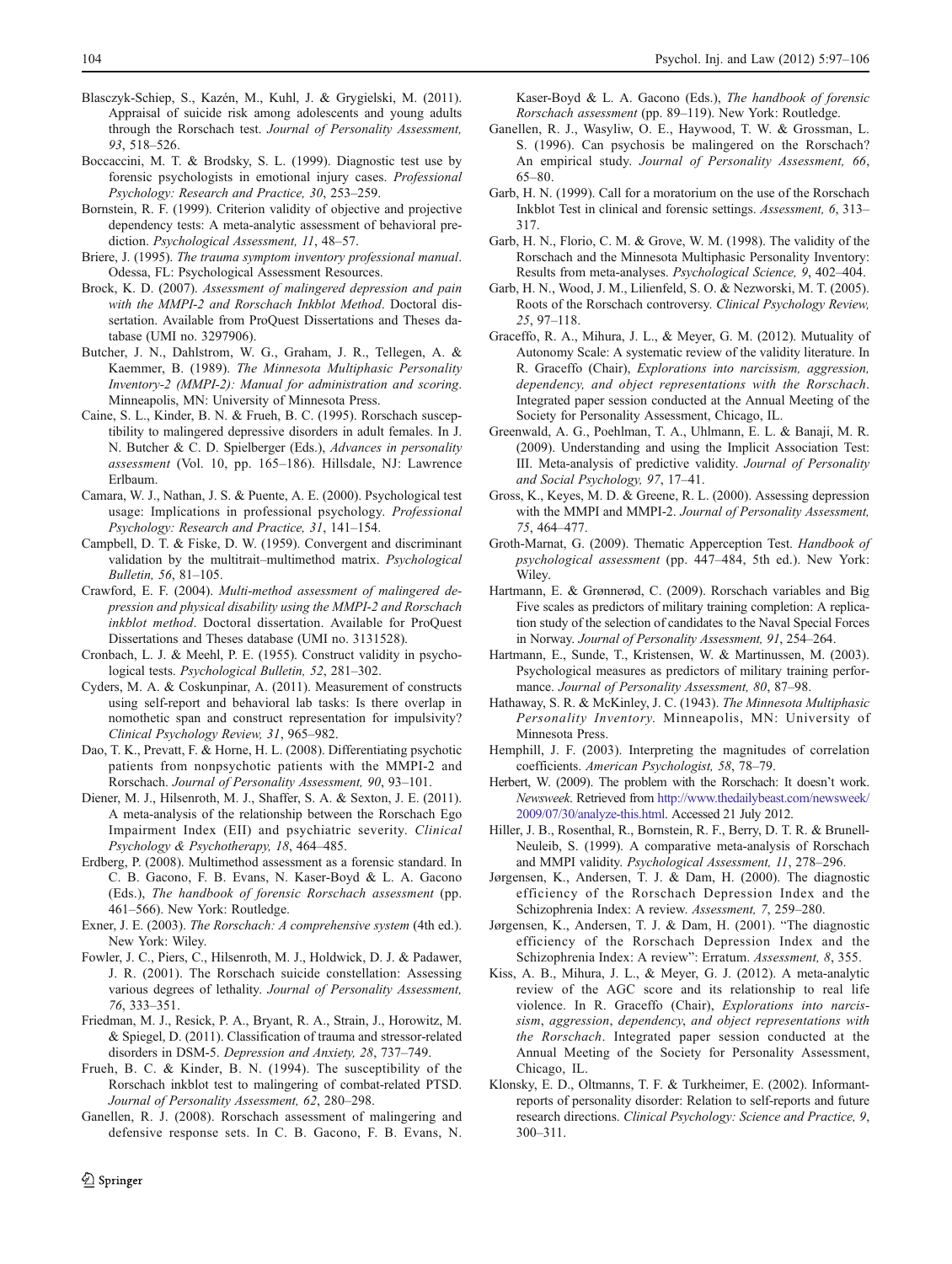Blasczyk-Schiep, S., Kazén, M., Kuhl, J. & Grygielski, M. (2011). Appraisal of suicide risk among adolescents and young adults through the Rorschach test. *Journal of Personality Assessment, 93*, 518–526.

Boccaccini, M. T. & Brodsky, S. L. (1999). Diagnostic test use by forensic psychologists in emotional injury cases. *Professional Psychology: Research and Practice, 30*, 253–259.

Bornstein, R. F. (1999). Criterion validity of objective and projective dependency tests: A meta-analytic assessment of behavioral prediction. *Psychological Assessment, 11*, 48–57.

Briere, J. (1995). *The trauma symptom inventory professional manual*. Odessa, FL: Psychological Assessment Resources.

Brock, K. D. (2007). *Assessment of malingered depression and pain with the MMPI-2 and Rorschach Inkblot Method*. Doctoral dissertation. Available from ProQuest Dissertations and Theses database (UMI no. 3297906).

Butcher, J. N., Dahlstrom, W. G., Graham, J. R., Tellegen, A. & Kaemmer, B. (1989). *The Minnesota Multiphasic Personality Inventory-2 (MMPI-2): Manual for administration and scoring*. Minneapolis, MN: University of Minnesota Press.

Caine, S. L., Kinder, B. N. & Frueh, B. C. (1995). Rorschach susceptibility to malingered depressive disorders in adult females. In J. N. Butcher & C. D. Spielberger (Eds.), *Advances in personality assessment* (Vol. 10, pp. 165–186). Hillsdale, NJ: Lawrence Erlbaum.

Camara, W. J., Nathan, J. S. & Puente, A. E. (2000). Psychological test usage: Implications in professional psychology. *Professional Psychology: Research and Practice, 31*, 141–154.

Campbell, D. T. & Fiske, D. W. (1959). Convergent and discriminant validation by the multitrait–multimethod matrix. *Psychological Bulletin, 56*, 81–105.

Crawford, E. F. (2004). *Multi-method assessment of malingered depression and physical disability using the MMPI-2 and Rorschach inkblot method*. Doctoral dissertation. Available for ProQuest Dissertations and Theses database (UMI no. 3131528).

Cronbach, L. J. & Meehl, P. E. (1955). Construct validity in psychological tests. *Psychological Bulletin, 52*, 281–302.

Cyders, M. A. & Coskunpinar, A. (2011). Measurement of constructs using self-report and behavioral lab tasks: Is there overlap in nomothetic span and construct representation for impulsivity? *Clinical Psychology Review, 31*, 965–982.

Dao, T. K., Prevatt, F. & Horne, H. L. (2008). Differentiating psychotic patients from nonpsychotic patients with the MMPI-2 and Rorschach. *Journal of Personality Assessment, 90*, 93–101.

Diener, M. J., Hilsenroth, M. J., Shaffer, S. A. & Sexton, J. E. (2011). A meta-analysis of the relationship between the Rorschach Ego Impairment Index (EII) and psychiatric severity. *Clinical Psychology & Psychotherapy, 18*, 464–485.

Erdberg, P. (2008). Multimethod assessment as a forensic standard. In C. B. Gacono, F. B. Evans, N. Kaser-Boyd & L. A. Gacono (Eds.), *The handbook of forensic Rorschach assessment* (pp. 461–566). New York: Routledge.

Exner, J. E. (2003). *The Rorschach: A comprehensive system* (4th ed.). New York: Wiley.

Fowler, J. C., Piers, C., Hilsenroth, M. J., Holdwick, D. J. & Padawer, J. R. (2001). The Rorschach suicide constellation: Assessing various degrees of lethality. *Journal of Personality Assessment, 76*, 333–351.

Friedman, M. J., Resick, P. A., Bryant, R. A., Strain, J., Horowitz, M. & Spiegel, D. (2011). Classification of trauma and stressor-related disorders in DSM-5. *Depression and Anxiety, 28*, 737–749.

Frueh, B. C. & Kinder, B. N. (1994). The susceptibility of the Rorschach inkblot test to malingering of combat-related PTSD. *Journal of Personality Assessment, 62*, 280–298.

Ganellen, R. J. (2008). Rorschach assessment of malingering and defensive response sets. In C. B. Gacono, F. B. Evans, N. Kaser-Boyd & L. A. Gacono (Eds.), *The handbook of forensic Rorschach assessment* (pp. 89–119). New York: Routledge.

Ganellen, R. J., Wasyliw, O. E., Haywood, T. W. & Grossman, L. S. (1996). Can psychosis be malingered on the Rorschach? An empirical study. *Journal of Personality Assessment, 66*, 65–80.

Garb, H. N. (1999). Call for a moratorium on the use of the Rorschach Inkblot Test in clinical and forensic settings. *Assessment, 6*, 313–317.

Garb, H. N., Florio, C. M. & Grove, W. M. (1998). The validity of the Rorschach and the Minnesota Multiphasic Personality Inventory: Results from meta-analyses. *Psychological Science, 9*, 402–404.

Garb, H. N., Wood, J. M., Lilienfeld, S. O. & Nezworski, M. T. (2005). Roots of the Rorschach controversy. *Clinical Psychology Review, 25*, 97–118.

Graceffo, R. A., Mihura, J. L., & Meyer, G. M. (2012). Mutuality of Autonomy Scale: A systematic review of the validity literature. In R. Graceffo (Chair), *Explorations into narcissism, aggression, dependency, and object representations with the Rorschach*. Integrated paper session conducted at the Annual Meeting of the Society for Personality Assessment, Chicago, IL.

Greenwald, A. G., Poehlman, T. A., Uhlmann, E. L. & Banaji, M. R. (2009). Understanding and using the Implicit Association Test: III. Meta-analysis of predictive validity. *Journal of Personality and Social Psychology, 97*, 17–41.

Gross, K., Keyes, M. D. & Greene, R. L. (2000). Assessing depression with the MMPI and MMPI-2. *Journal of Personality Assessment, 75*, 464–477.

Groth-Marnat, G. (2009). Thematic Apperception Test. *Handbook of psychological assessment* (pp. 447–484, 5th ed.). New York: Wiley.

Hartmann, E. & Grønnerød, C. (2009). Rorschach variables and Big Five scales as predictors of military training completion: A replication study of the selection of candidates to the Naval Special Forces in Norway. *Journal of Personality Assessment, 91*, 254–264.

Hartmann, E., Sunde, T., Kristensen, W. & Martinussen, M. (2003). Psychological measures as predictors of military training performance. *Journal of Personality Assessment, 80*, 87–98.

Hathaway, S. R. & McKinley, J. C. (1943). *The Minnesota Multiphasic Personality Inventory*. Minneapolis, MN: University of Minnesota Press.

Hemphill, J. F. (2003). Interpreting the magnitudes of correlation coefficients. *American Psychologist, 58*, 78–79.

Herbert, W. (2009). The problem with the Rorschach: It doesn't work. *Newsweek*. Retrieved from http://www.thedailybeast.com/newsweek/2009/07/30/analyze-this.html. Accessed 21 July 2012.

Hiller, J. B., Rosenthal, R., Bornstein, R. F., Berry, D. T. R. & Brunell-Neuleib, S. (1999). A comparative meta-analysis of Rorschach and MMPI validity. *Psychological Assessment, 11*, 278–296.

Jørgensen, K., Andersen, T. J. & Dam, H. (2000). The diagnostic efficiency of the Rorschach Depression Index and the Schizophrenia Index: A review. *Assessment, 7*, 259–280.

Jørgensen, K., Andersen, T. J. & Dam, H. (2001). "The diagnostic efficiency of the Rorschach Depression Index and the Schizophrenia Index: A review": Erratum. *Assessment, 8*, 355.

Kiss, A. B., Mihura, J. L., & Meyer, G. J. (2012). A meta-analytic review of the AGC score and its relationship to real life violence. In R. Graceffo (Chair), *Explorations into narcissism, aggression, dependency, and object representations with the Rorschach*. Integrated paper session conducted at the Annual Meeting of the Society for Personality Assessment, Chicago, IL.

Klonsky, E. D., Oltmanns, T. F. & Turkheimer, E. (2002). Informant-reports of personality disorder: Relation to self-reports and future research directions. *Clinical Psychology: Science and Practice, 9*, 300–311.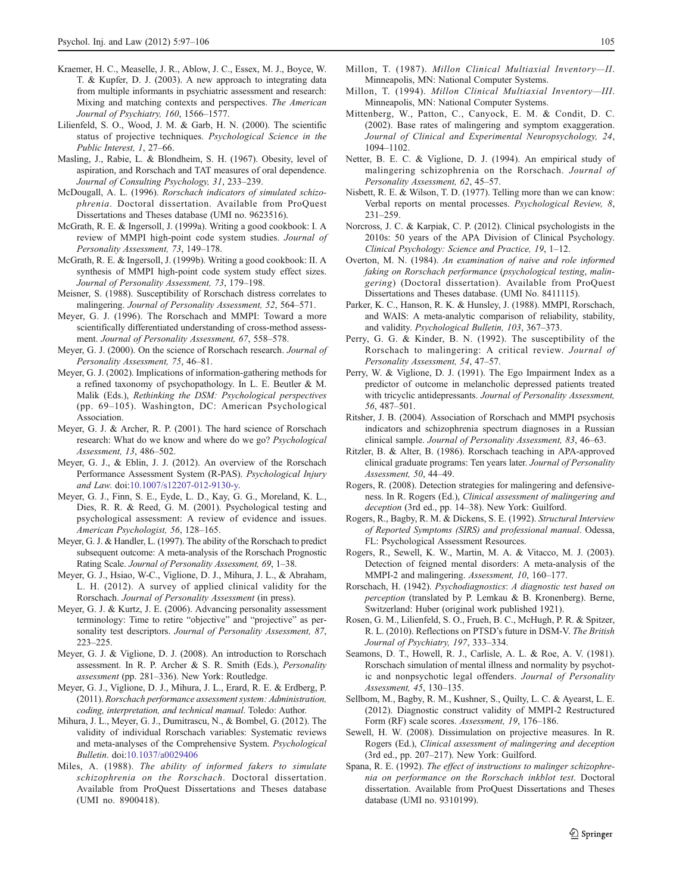Kraemer, H. C., Measelle, J. R., Ablow, J. C., Essex, M. J., Boyce, W. T. & Kupfer, D. J. (2003). A new approach to integrating data from multiple informants in psychiatric assessment and research: Mixing and matching contexts and perspectives. *The American Journal of Psychiatry, 160*, 1566–1577.

Lilienfeld, S. O., Wood, J. M. & Garb, H. N. (2000). The scientific status of projective techniques. *Psychological Science in the Public Interest, 1*, 27–66.

Masling, J., Rabie, L. & Blondheim, S. H. (1967). Obesity, level of aspiration, and Rorschach and TAT measures of oral dependence. *Journal of Consulting Psychology, 31*, 233–239.

McDougall, A. L. (1996). *Rorschach indicators of simulated schizophrenia*. Doctoral dissertation. Available from ProQuest Dissertations and Theses database (UMI no. 9623516).

McGrath, R. E. & Ingersoll, J. (1999a). Writing a good cookbook: I. A review of MMPI high-point code system studies. *Journal of Personality Assessment, 73*, 149–178.

McGrath, R. E. & Ingersoll, J. (1999b). Writing a good cookbook: II. A synthesis of MMPI high-point code system study effect sizes. *Journal of Personality Assessment, 73*, 179–198.

Meisner, S. (1988). Susceptibility of Rorschach distress correlates to malingering. *Journal of Personality Assessment, 52*, 564–571.

Meyer, G. J. (1996). The Rorschach and MMPI: Toward a more scientifically differentiated understanding of cross-method assessment. *Journal of Personality Assessment, 67*, 558–578.

Meyer, G. J. (2000). On the science of Rorschach research. *Journal of Personality Assessment, 75*, 46–81.

Meyer, G. J. (2002). Implications of information-gathering methods for a refined taxonomy of psychopathology. In L. E. Beutler & M. Malik (Eds.), *Rethinking the DSM: Psychological perspectives* (pp. 69–105). Washington, DC: American Psychological Association.

Meyer, G. J. & Archer, R. P. (2001). The hard science of Rorschach research: What do we know and where do we go? *Psychological Assessment, 13*, 486–502.

Meyer, G. J., & Eblin, J. J. (2012). An overview of the Rorschach Performance Assessment System (R-PAS). *Psychological Injury and Law*. doi:10.1007/s12207-012-9130-y.

Meyer, G. J., Finn, S. E., Eyde, L. D., Kay, G. G., Moreland, K. L., Dies, R. R. & Reed, G. M. (2001). Psychological testing and psychological assessment: A review of evidence and issues. *American Psychologist, 56*, 128–165.

Meyer, G. J. & Handler, L. (1997). The ability of the Rorschach to predict subsequent outcome: A meta-analysis of the Rorschach Prognostic Rating Scale. *Journal of Personality Assessment, 69*, 1–38.

Meyer, G. J., Hsiao, W-C., Viglione, D. J., Mihura, J. L., & Abraham, L. H. (2012). A survey of applied clinical validity for the Rorschach. *Journal of Personality Assessment* (in press).

Meyer, G. J. & Kurtz, J. E. (2006). Advancing personality assessment terminology: Time to retire "objective" and "projective" as personality test descriptors. *Journal of Personality Assessment, 87*, 223–225.

Meyer, G. J. & Viglione, D. J. (2008). An introduction to Rorschach assessment. In R. P. Archer & S. R. Smith (Eds.), *Personality assessment* (pp. 281–336). New York: Routledge.

Meyer, G. J., Viglione, D. J., Mihura, J. L., Erard, R. E. & Erdberg, P. (2011). *Rorschach performance assessment system: Administration, coding, interpretation, and technical manual*. Toledo: Author.

Mihura, J. L., Meyer, G. J., Dumitrascu, N., & Bombel, G. (2012). The validity of individual Rorschach variables: Systematic reviews and meta-analyses of the Comprehensive System. *Psychological Bulletin*. doi:10.1037/a0029406

Miles, A. (1988). *The ability of informed fakers to simulate schizophrenia on the Rorschach*. Doctoral dissertation. Available from ProQuest Dissertations and Theses database (UMI no. 8900418).

Millon, T. (1987). *Millon Clinical Multiaxial Inventory—II*. Minneapolis, MN: National Computer Systems.

Millon, T. (1994). *Millon Clinical Multiaxial Inventory—III*. Minneapolis, MN: National Computer Systems.

Mittenberg, W., Patton, C., Canyock, E. M. & Condit, D. C. (2002). Base rates of malingering and symptom exaggeration. *Journal of Clinical and Experimental Neuropsychology, 24*, 1094–1102.

Netter, B. E. C. & Viglione, D. J. (1994). An empirical study of malingering schizophrenia on the Rorschach. *Journal of Personality Assessment, 62*, 45–57.

Nisbett, R. E. & Wilson, T. D. (1977). Telling more than we can know: Verbal reports on mental processes. *Psychological Review, 8*, 231–259.

Norcross, J. C. & Karpiak, C. P. (2012). Clinical psychologists in the 2010s: 50 years of the APA Division of Clinical Psychology. *Clinical Psychology: Science and Practice, 19*, 1–12.

Overton, M. N. (1984). *An examination of naive and role informed faking on Rorschach performance* (*psychological testing, malingering*) (Doctoral dissertation). Available from ProQuest Dissertations and Theses database. (UMI No. 8411115).

Parker, K. C., Hanson, R. K. & Hunsley, J. (1988). MMPI, Rorschach, and WAIS: A meta-analytic comparison of reliability, stability, and validity. *Psychological Bulletin, 103*, 367–373.

Perry, G. G. & Kinder, B. N. (1992). The susceptibility of the Rorschach to malingering: A critical review. *Journal of Personality Assessment, 54*, 47–57.

Perry, W. & Viglione, D. J. (1991). The Ego Impairment Index as a predictor of outcome in melancholic depressed patients treated with tricyclic antidepressants. *Journal of Personality Assessment, 56*, 487–501.

Ritsher, J. B. (2004). Association of Rorschach and MMPI psychosis indicators and schizophrenia spectrum diagnoses in a Russian clinical sample. *Journal of Personality Assessment, 83*, 46–63.

Ritzler, B. & Alter, B. (1986). Rorschach teaching in APA-approved clinical graduate programs: Ten years later. *Journal of Personality Assessment, 50*, 44–49.

Rogers, R. (2008). Detection strategies for malingering and defensiveness. In R. Rogers (Ed.), *Clinical assessment of malingering and deception* (3rd ed., pp. 14–38). New York: Guilford.

Rogers, R., Bagby, R. M. & Dickens, S. E. (1992). *Structural Interview of Reported Symptoms (SIRS) and professional manual*. Odessa, FL: Psychological Assessment Resources.

Rogers, R., Sewell, K. W., Martin, M. A. & Vitacco, M. J. (2003). Detection of feigned mental disorders: A meta-analysis of the MMPI-2 and malingering. *Assessment, 10*, 160–177.

Rorschach, H. (1942). *Psychodiagnostics*: *A diagnostic test based on perception* (translated by P. Lemkau & B. Kronenberg). Berne, Switzerland: Huber (original work published 1921).

Rosen, G. M., Lilienfeld, S. O., Frueh, B. C., McHugh, P. R. & Spitzer, R. L. (2010). Reflections on PTSD's future in DSM-V. *The British Journal of Psychiatry, 197*, 333–334.

Seamons, D. T., Howell, R. J., Carlisle, A. L. & Roe, A. V. (1981). Rorschach simulation of mental illness and normality by psychotic and nonpsychotic legal offenders. *Journal of Personality Assessment, 45*, 130–135.

Sellbom, M., Bagby, R. M., Kushner, S., Quilty, L. C. & Ayearst, L. E. (2012). Diagnostic construct validity of MMPI-2 Restructured Form (RF) scale scores. *Assessment, 19*, 176–186.

Sewell, H. W. (2008). Dissimulation on projective measures. In R. Rogers (Ed.), *Clinical assessment of malingering and deception* (3rd ed., pp. 207–217). New York: Guilford.

Spana, R. E. (1992). *The effect of instructions to malinger schizophrenia on performance on the Rorschach inkblot test*. Doctoral dissertation. Available from ProQuest Dissertations and Theses database (UMI no. 9310199).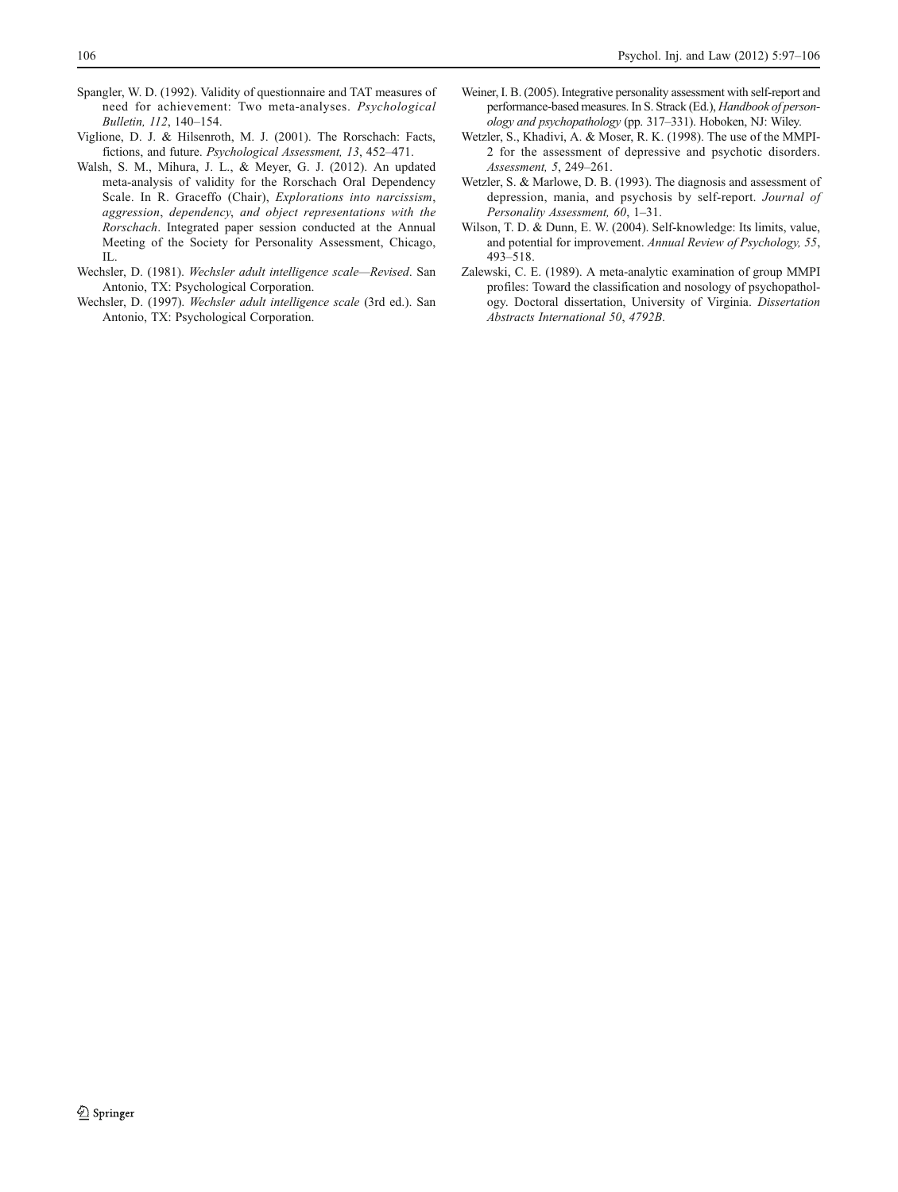Spangler, W. D. (1992). Validity of questionnaire and TAT measures of need for achievement: Two meta-analyses. *Psychological Bulletin, 112*, 140–154.

Viglione, D. J. & Hilsenroth, M. J. (2001). The Rorschach: Facts, fictions, and future. *Psychological Assessment, 13*, 452–471.

Walsh, S. M., Mihura, J. L., & Meyer, G. J. (2012). An updated meta-analysis of validity for the Rorschach Oral Dependency Scale. In R. Graceffo (Chair), *Explorations into narcissism, aggression, dependency, and object representations with the Rorschach*. Integrated paper session conducted at the Annual Meeting of the Society for Personality Assessment, Chicago, IL.

Wechsler, D. (1981). *Wechsler adult intelligence scale—Revised*. San Antonio, TX: Psychological Corporation.

Wechsler, D. (1997). *Wechsler adult intelligence scale* (3rd ed.). San Antonio, TX: Psychological Corporation.

Weiner, I. B. (2005). Integrative personality assessment with self-report and performance-based measures. In S. Strack (Ed.), *Handbook of personology and psychopathology* (pp. 317–331). Hoboken, NJ: Wiley.

Wetzler, S., Khadivi, A. & Moser, R. K. (1998). The use of the MMPI-2 for the assessment of depressive and psychotic disorders. *Assessment, 5*, 249–261.

Wetzler, S. & Marlowe, D. B. (1993). The diagnosis and assessment of depression, mania, and psychosis by self-report. *Journal of Personality Assessment, 60*, 1–31.

Wilson, T. D. & Dunn, E. W. (2004). Self-knowledge: Its limits, value, and potential for improvement. *Annual Review of Psychology, 55*, 493–518.

Zalewski, C. E. (1989). A meta-analytic examination of group MMPI profiles: Toward the classification and nosology of psychopathology. Doctoral dissertation, University of Virginia. *Dissertation Abstracts International 50*, *4792B*.